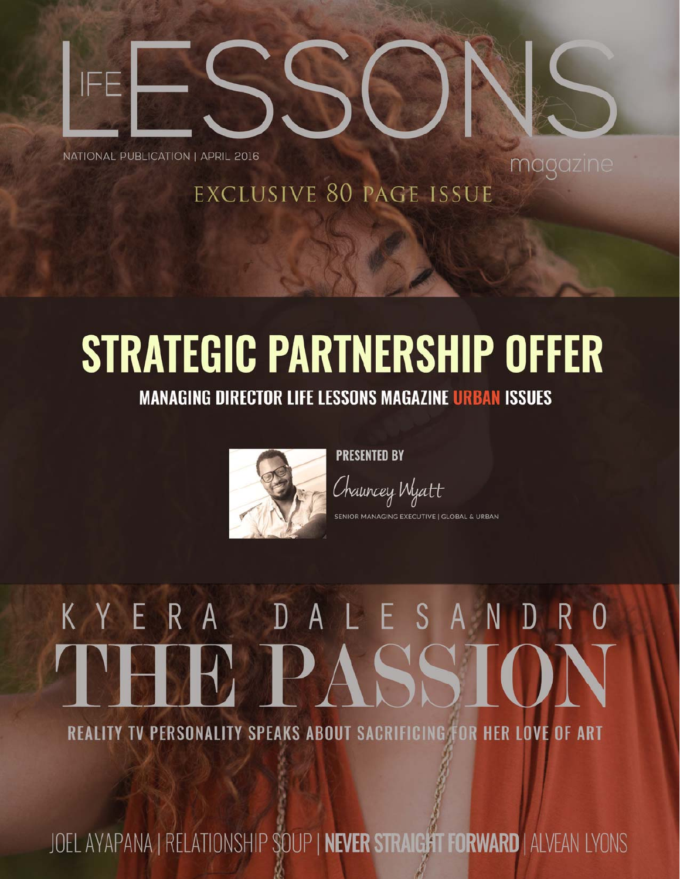# LIFE LESSONS magazine

NATIONAL PUBLICATION | APRIL 2016

EXCLUSIVE 80 PAGE ISSUE

# STRATEGIC PARTNERSHIP OFFER

**MANAGING DIRECTOR LIFE LESSONS MAGAZINE URBAN ISSUES**

PRESENTED BY

Chauncey Wyatt

SENIOR MANAGING EXECUTIVE | GLOBAL & URBAN

## KYERA DALESANDRO

# THE PASSION

REALITY TV PERSONALITY SPEAKS ABOUT SACRIFICING FOR HER LOVE OF ART

JOEL AYAPANA | RELATIONSHIP SOUP | **NEVER STRAIGHT FORWARD** | ALVEAN LYONS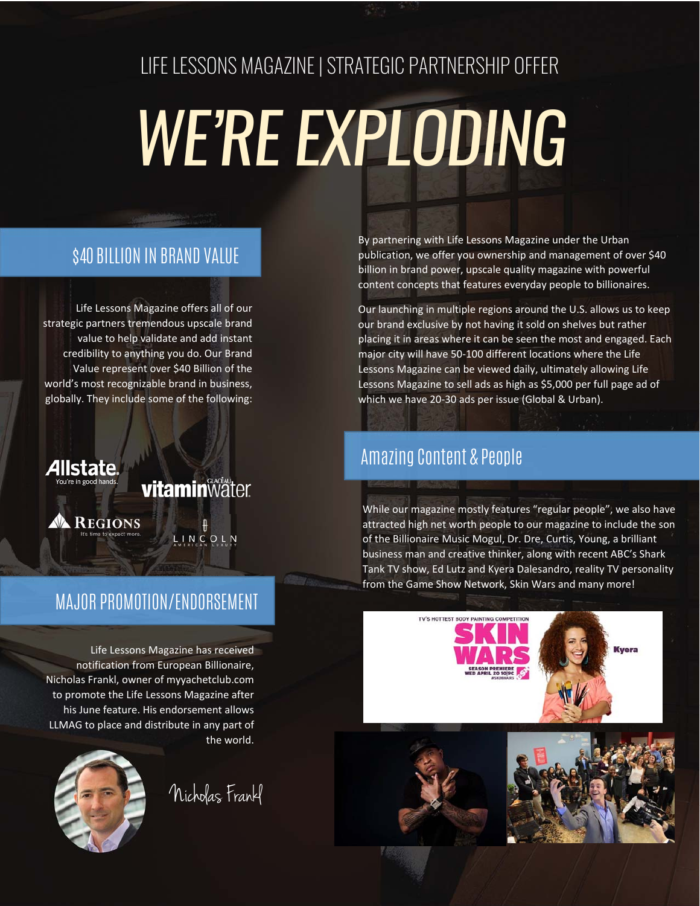LIFE LESSONS MAGAZINE | STRATEGIC PARTNERSHIP OFFER

# *WE'RE EXPLODING*

## $40 BILLION IN BRAND VALUE

Life Lessons Magazine offers all of our strategic partners tremendous upscale brand value to help validate and add instant credibility to anything you do. Our Brand Value represent over $40 Billion of the world's most recognizable brand in business, globally. They include some of the following:

Allstate. You're in good hands.

vitaminwater

REGIONS It's time to expect more.

LINCOLN AMERICAN LUXURY

## MAJOR PROMOTION/ENDORSEMENT

Life Lessons Magazine has received notification from European Billionaire, Nicholas Frankl, owner of myyachetclub.com to promote the Life Lessons Magazine after his June feature. His endorsement allows LLMAG to place and distribute in any part of the world.

Nicholas Frankl

By partnering with Life Lessons Magazine under the Urban publication, we offer you ownership and management of over $40 billion in brand power, upscale quality magazine with powerful content concepts that features everyday people to billionaires.

Our launching in multiple regions around the U.S. allows us to keep our brand exclusive by not having it sold on shelves but rather placing it in areas where it can be seen the most and engaged. Each major city will have 50-100 different locations where the Life Lessons Magazine can be viewed daily, ultimately allowing Life Lessons Magazine to sell ads as high as $5,000 per full page ad of which we have 20-30 ads per issue (Global & Urban).

## Amazing Content & People

While our magazine mostly features "regular people", we also have attracted high net worth people to our magazine to include the son of the Billionaire Music Mogul, Dr. Dre, Curtis, Young, a brilliant business man and creative thinker, along with recent ABC's Shark Tank TV show, Ed Lutz and Kyera Dalesandro, reality TV personality from the Game Show Network, Skin Wars and many more!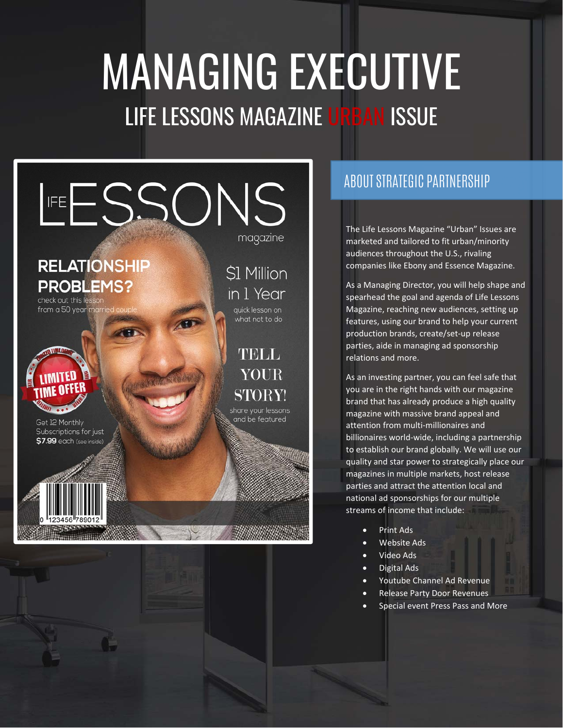# MANAGING EXECUTIVE

## LIFE LESSONS MAGAZINE URBAN ISSUE

## ABOUT STRATEGIC PARTNERSHIP

The Life Lessons Magazine "Urban" Issues are marketed and tailored to fit urban/minority audiences throughout the U.S., rivaling companies like Ebony and Essence Magazine.

As a Managing Director, you will help shape and spearhead the goal and agenda of Life Lessons Magazine, reaching new audiences, setting up features, using our brand to help your current production brands, create/set-up release parties, aide in managing ad sponsorship relations and more.

As an investing partner, you can feel safe that you are in the right hands with our magazine brand that has already produce a high quality magazine with massive brand appeal and attention from multi-millionaires and billionaires world-wide, including a partnership to establish our brand globally. We will use our quality and star power to strategically place our magazines in multiple markets, host release parties and attract the attention local and national ad sponsorships for our multiple streams of income that include:

- Print Ads
- Website Ads
- Video Ads
- Digital Ads
- Youtube Channel Ad Revenue
- Release Party Door Revenues
- Special event Press Pass and More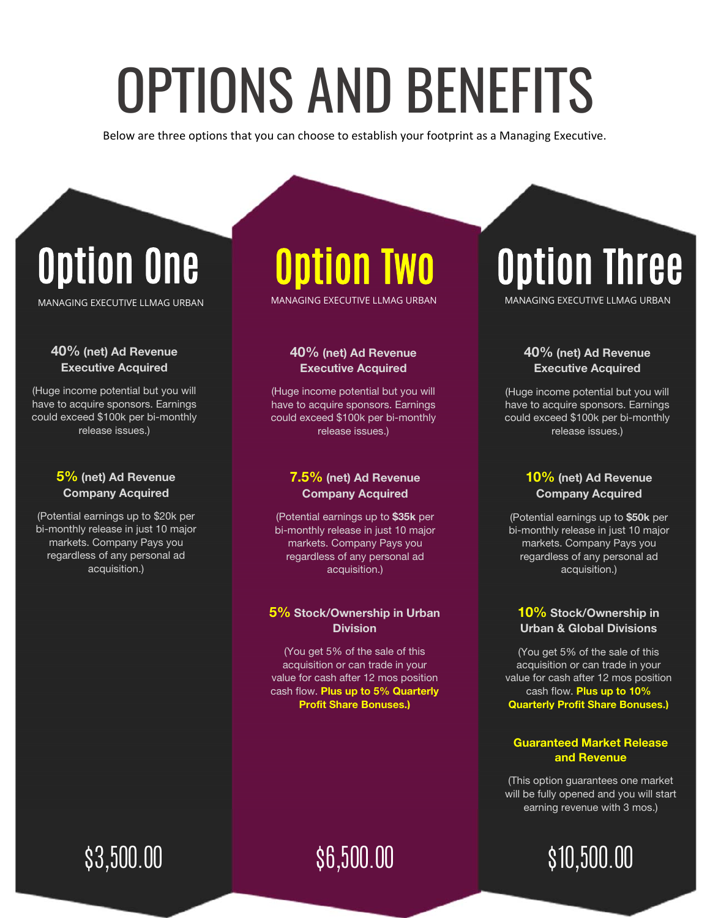# OPTIONS AND BENEFITS

Below are three options that you can choose to establish your footprint as a Managing Executive.

## Option One

MANAGING EXECUTIVE LLMAG URBAN

**40% (net) Ad Revenue Executive Acquired**

(Huge income potential but you will have to acquire sponsors. Earnings could exceed $100k per bi-monthly release issues.)

**5% (net) Ad Revenue Company Acquired**

(Potential earnings up to $20k per bi-monthly release in just 10 major markets. Company Pays you regardless of any personal ad acquisition.)

$3,500.00

## Option Two

MANAGING EXECUTIVE LLMAG URBAN

**40% (net) Ad Revenue Executive Acquired**

(Huge income potential but you will have to acquire sponsors. Earnings could exceed $100k per bi-monthly release issues.)

**7.5% (net) Ad Revenue Company Acquired**

(Potential earnings up to **$35k** per bi-monthly release in just 10 major markets. Company Pays you regardless of any personal ad acquisition.)

**5% Stock/Ownership in Urban Division**

(You get 5% of the sale of this acquisition or can trade in your value for cash after 12 mos position cash flow. **Plus up to 5% Quarterly Profit Share Bonuses.)**

$6,500.00

## Option Three

MANAGING EXECUTIVE LLMAG URBAN

**40% (net) Ad Revenue Executive Acquired**

(Huge income potential but you will have to acquire sponsors. Earnings could exceed $100k per bi-monthly release issues.)

**10% (net) Ad Revenue Company Acquired**

(Potential earnings up to **$50k** per bi-monthly release in just 10 major markets. Company Pays you regardless of any personal ad acquisition.)

**10% Stock/Ownership in Urban & Global Divisions**

(You get 5% of the sale of this acquisition or can trade in your value for cash after 12 mos position cash flow. **Plus up to 10% Quarterly Profit Share Bonuses.)**

**Guaranteed Market Release and Revenue**

(This option guarantees one market will be fully opened and you will start earning revenue with 3 mos.)

$10,500.00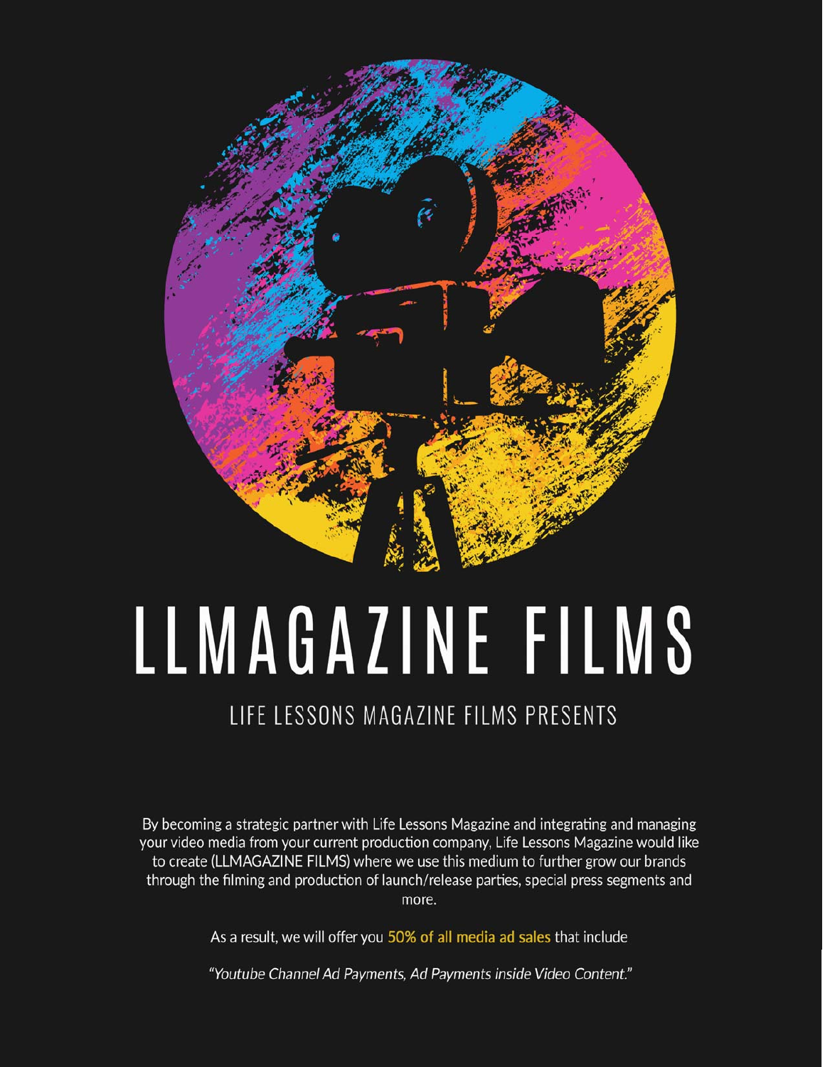# LLMAGAZINE FILMS

## LIFE LESSONS MAGAZINE FILMS PRESENTS

By becoming a strategic partner with Life Lessons Magazine and integrating and managing your video media from your current production company, Life Lessons Magazine would like to create (LLMAGAZINE FILMS) where we use this medium to further grow our brands through the filming and production of launch/release parties, special press segments and more.

As a result, we will offer you **50% of all media ad sales** that include

*"Youtube Channel Ad Payments, Ad Payments inside Video Content."*